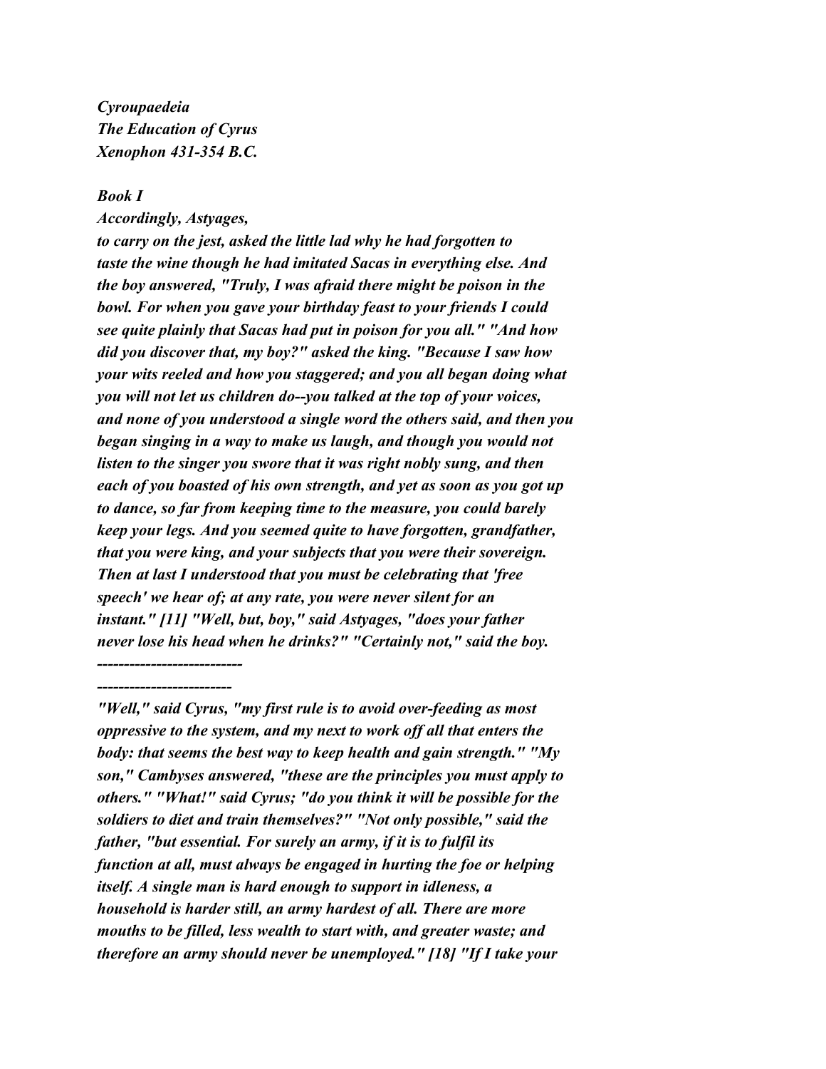***Cyroupaedeia***
***The Education of Cyrus***
***Xenophon 431-354 B.C.***

***Book I***

***Accordingly, Astyages, to carry on the jest, asked the little lad why he had forgotten to taste the wine though he had imitated Sacas in everything else. And the boy answered, "Truly, I was afraid there might be poison in the bowl. For when you gave your birthday feast to your friends I could see quite plainly that Sacas had put in poison for you all." "And how did you discover that, my boy?" asked the king. "Because I saw how your wits reeled and how you staggered; and you all began doing what you will not let us children do--you talked at the top of your voices, and none of you understood a single word the others said, and then you began singing in a way to make us laugh, and though you would not listen to the singer you swore that it was right nobly sung, and then each of you boasted of his own strength, and yet as soon as you got up to dance, so far from keeping time to the measure, you could barely keep your legs. And you seemed quite to have forgotten, grandfather, that you were king, and your subjects that you were their sovereign. Then at last I understood that you must be celebrating that 'free speech' we hear of; at any rate, you were never silent for an instant." [11] "Well, but, boy," said Astyages, "does your father never lose his head when he drinks?" "Certainly not," said the boy.***

***---------------------------***

***-------------------------***

***"Well," said Cyrus, "my first rule is to avoid over-feeding as most oppressive to the system, and my next to work off all that enters the body: that seems the best way to keep health and gain strength." "My son," Cambyses answered, "these are the principles you must apply to others." "What!" said Cyrus; "do you think it will be possible for the soldiers to diet and train themselves?" "Not only possible," said the father, "but essential. For surely an army, if it is to fulfil its function at all, must always be engaged in hurting the foe or helping itself. A single man is hard enough to support in idleness, a household is harder still, an army hardest of all. There are more mouths to be filled, less wealth to start with, and greater waste; and therefore an army should never be unemployed." [18] "If I take your***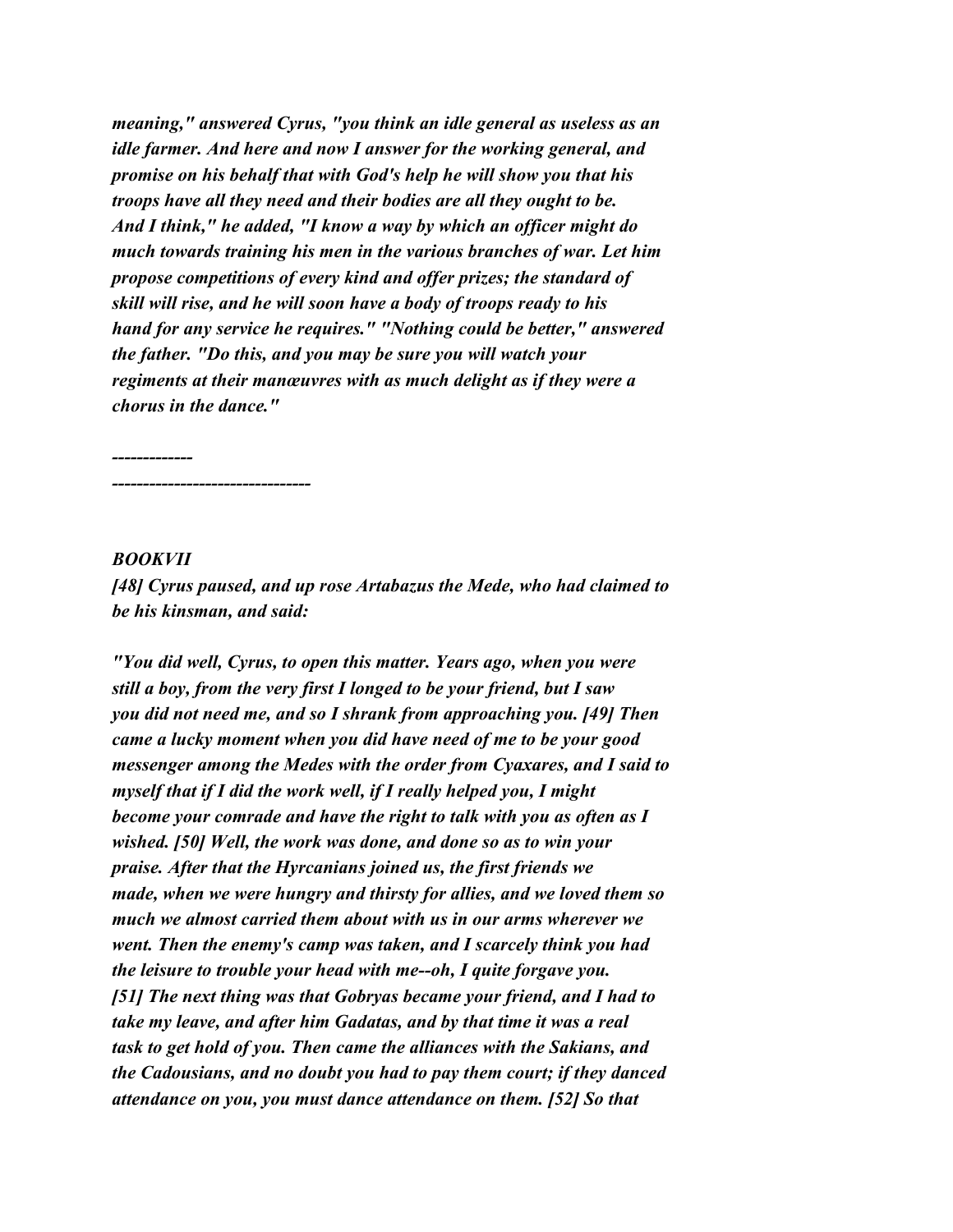*meaning," answered Cyrus, "you think an idle general as useless as an idle farmer. And here and now I answer for the working general, and promise on his behalf that with God's help he will show you that his troops have all they need and their bodies are all they ought to be. And I think," he added, "I know a way by which an officer might do much towards training his men in the various branches of war. Let him propose competitions of every kind and offer prizes; the standard of skill will rise, and he will soon have a body of troops ready to his hand for any service he requires." "Nothing could be better," answered the father. "Do this, and you may be sure you will watch your regiments at their manœuvres with as much delight as if they were a chorus in the dance."*

-------------

--------------------------------

## *BOOKVII*

*[48] Cyrus paused, and up rose Artabazus the Mede, who had claimed to be his kinsman, and said:*

*"You did well, Cyrus, to open this matter. Years ago, when you were still a boy, from the very first I longed to be your friend, but I saw you did not need me, and so I shrank from approaching you. [49] Then came a lucky moment when you did have need of me to be your good messenger among the Medes with the order from Cyaxares, and I said to myself that if I did the work well, if I really helped you, I might become your comrade and have the right to talk with you as often as I wished. [50] Well, the work was done, and done so as to win your praise. After that the Hyrcanians joined us, the first friends we made, when we were hungry and thirsty for allies, and we loved them so much we almost carried them about with us in our arms wherever we went. Then the enemy's camp was taken, and I scarcely think you had the leisure to trouble your head with me--oh, I quite forgave you. [51] The next thing was that Gobryas became your friend, and I had to take my leave, and after him Gadatas, and by that time it was a real task to get hold of you. Then came the alliances with the Sakians, and the Cadousians, and no doubt you had to pay them court; if they danced attendance on you, you must dance attendance on them. [52] So that*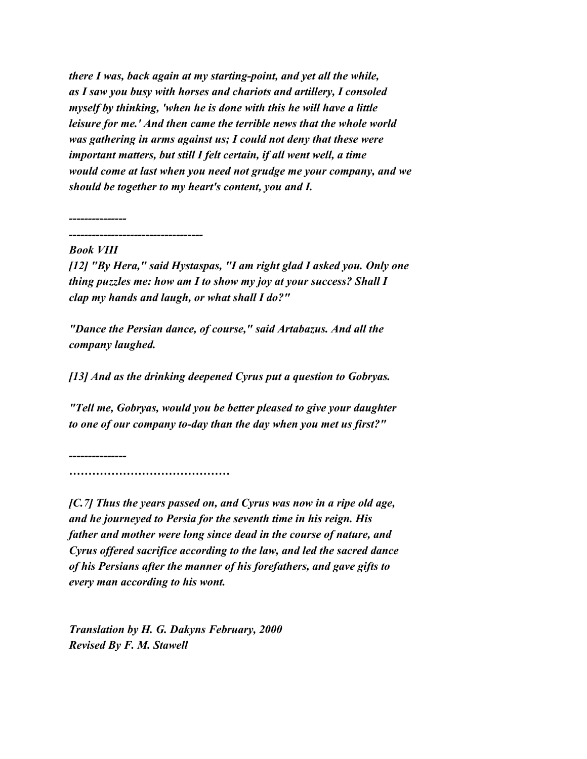*there I was, back again at my starting-point, and yet all the while, as I saw you busy with horses and chariots and artillery, I consoled myself by thinking, 'when he is done with this he will have a little leisure for me.' And then came the terrible news that the whole world was gathering in arms against us; I could not deny that these were important matters, but still I felt certain, if all went well, a time would come at last when you need not grudge me your company, and we should be together to my heart's content, you and I.*

*---------------*

*-----------------------------------*

*Book VIII*

*[12] "By Hera," said Hystaspas, "I am right glad I asked you. Only one thing puzzles me: how am I to show my joy at your success? Shall I clap my hands and laugh, or what shall I do?"*

*"Dance the Persian dance, of course," said Artabazus. And all the company laughed.*

*[13] And as the drinking deepened Cyrus put a question to Gobryas.*

*"Tell me, Gobryas, would you be better pleased to give your daughter to one of our company to-day than the day when you met us first?"*

*---------------*

*……………………………………*

*[C.7] Thus the years passed on, and Cyrus was now in a ripe old age, and he journeyed to Persia for the seventh time in his reign. His father and mother were long since dead in the course of nature, and Cyrus offered sacrifice according to the law, and led the sacred dance of his Persians after the manner of his forefathers, and gave gifts to every man according to his wont.*

*Translation by H. G. Dakyns February, 2000*
*Revised By F. M. Stawell*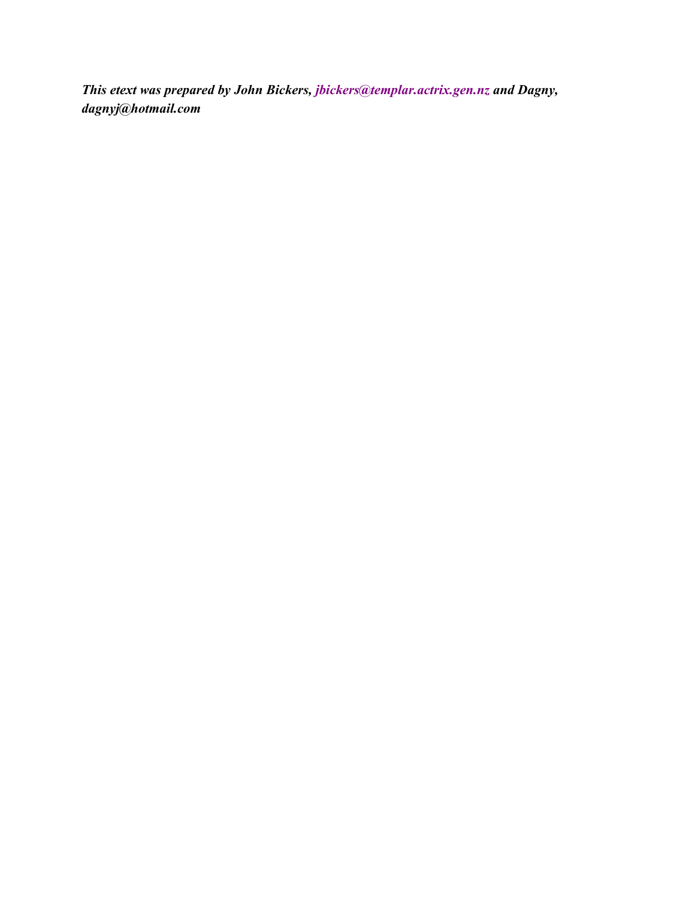***This etext was prepared by John Bickers, jbickers@templar.actrix.gen.nz and Dagny, dagnyj@hotmail.com***